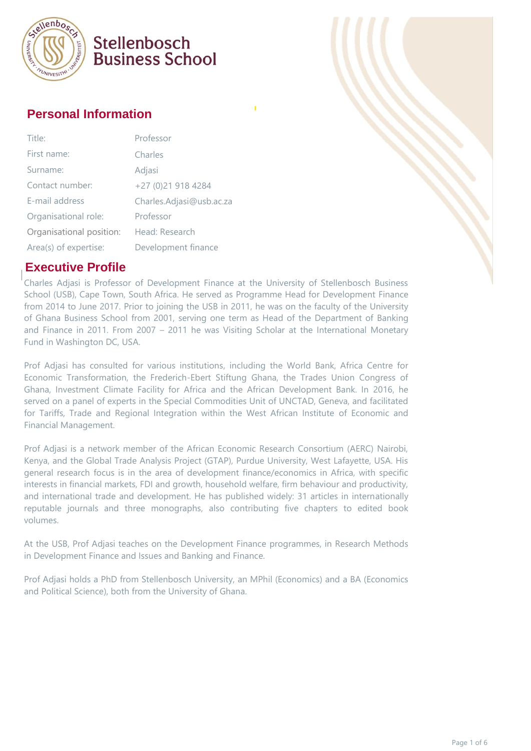Stellenbosch Business School

## Personal Information

| Title: | Professor |
|---|---|
| First name: | Charles |
| Surname: | Adjasi |
| Contact number: | +27 (0)21 918 4284 |
| E-mail address | Charles.Adjasi@usb.ac.za |
| Organisational role: | Professor |
| Organisational position: | Head: Research |
| Area(s) of expertise: | Development finance |

## Executive Profile

Charles Adjasi is Professor of Development Finance at the University of Stellenbosch Business School (USB), Cape Town, South Africa. He served as Programme Head for Development Finance from 2014 to June 2017. Prior to joining the USB in 2011, he was on the faculty of the University of Ghana Business School from 2001, serving one term as Head of the Department of Banking and Finance in 2011. From 2007 – 2011 he was Visiting Scholar at the International Monetary Fund in Washington DC, USA.

Prof Adjasi has consulted for various institutions, including the World Bank, Africa Centre for Economic Transformation, the Frederich-Ebert Stiftung Ghana, the Trades Union Congress of Ghana, Investment Climate Facility for Africa and the African Development Bank. In 2016, he served on a panel of experts in the Special Commodities Unit of UNCTAD, Geneva, and facilitated for Tariffs, Trade and Regional Integration within the West African Institute of Economic and Financial Management.

Prof Adjasi is a network member of the African Economic Research Consortium (AERC) Nairobi, Kenya, and the Global Trade Analysis Project (GTAP), Purdue University, West Lafayette, USA. His general research focus is in the area of development finance/economics in Africa, with specific interests in financial markets, FDI and growth, household welfare, firm behaviour and productivity, and international trade and development. He has published widely: 31 articles in internationally reputable journals and three monographs, also contributing five chapters to edited book volumes.

At the USB, Prof Adjasi teaches on the Development Finance programmes, in Research Methods in Development Finance and Issues and Banking and Finance.

Prof Adjasi holds a PhD from Stellenbosch University, an MPhil (Economics) and a BA (Economics and Political Science), both from the University of Ghana.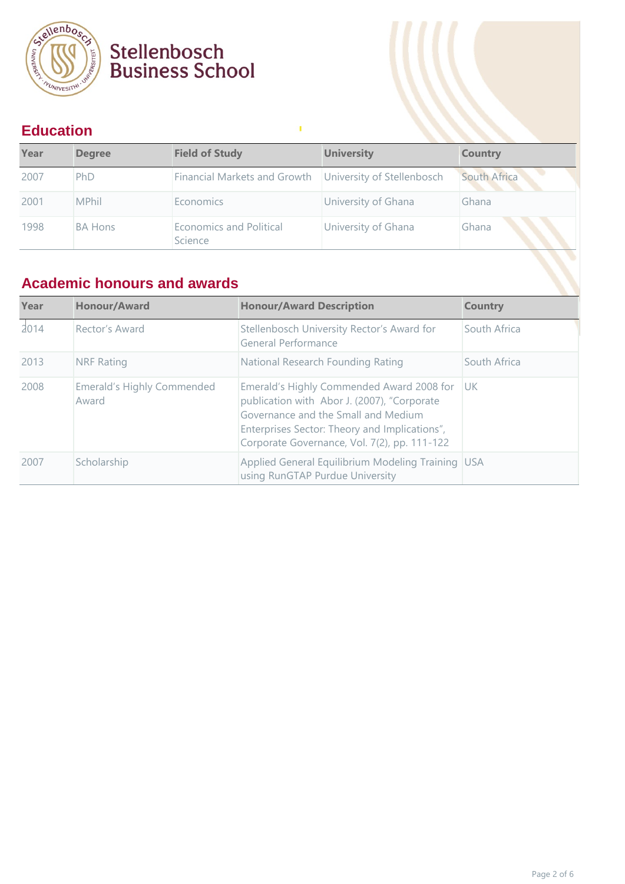Stellenbosch Business School

## Education

| Year | Degree | Field of Study | University | Country |
|---|---|---|---|---|
| 2007 | PhD | Financial Markets and Growth | University of Stellenbosch | South Africa |
| 2001 | MPhil | Economics | University of Ghana | Ghana |
| 1998 | BA Hons | Economics and Political Science | University of Ghana | Ghana |

## Academic honours and awards

| Year | Honour/Award | Honour/Award Description | Country |
|---|---|---|---|
| 2014 | Rector's Award | Stellenbosch University Rector's Award for General Performance | South Africa |
| 2013 | NRF Rating | National Research Founding Rating | South Africa |
| 2008 | Emerald's Highly Commended Award | Emerald's Highly Commended Award 2008 for publication with Abor J. (2007), "Corporate Governance and the Small and Medium Enterprises Sector: Theory and Implications", Corporate Governance, Vol. 7(2), pp. 111-122 | UK |
| 2007 | Scholarship | Applied General Equilibrium Modeling Training using RunGTAP Purdue University | USA |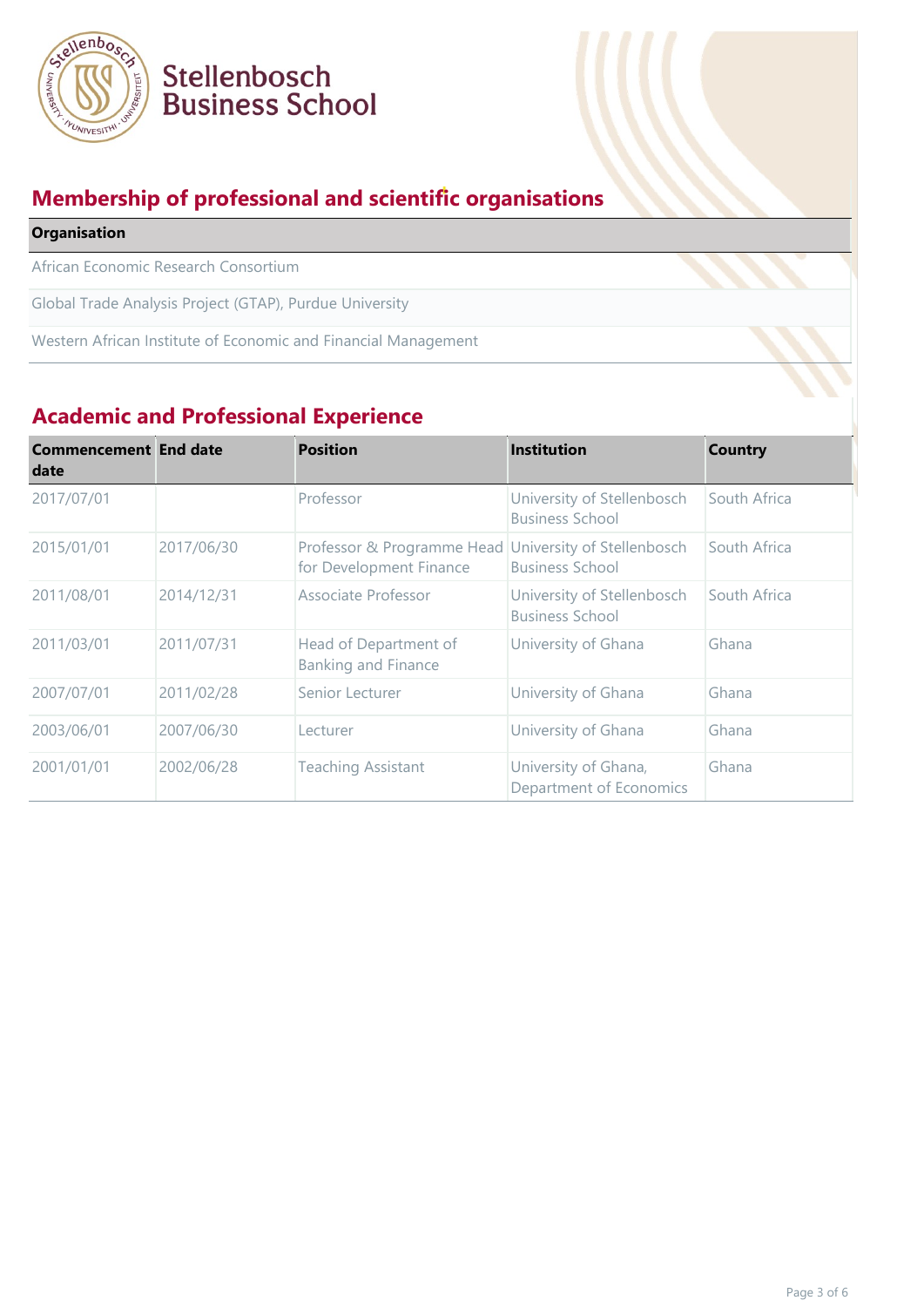Stellenbosch Business School

## Membership of professional and scientific organisations

| Organisation |
|---|
| African Economic Research Consortium |
| Global Trade Analysis Project (GTAP), Purdue University |
| Western African Institute of Economic and Financial Management |

## Academic and Professional Experience

| Commencement date | End date | Position | Institution | Country |
|---|---|---|---|---|
| 2017/07/01 | | Professor | University of Stellenbosch Business School | South Africa |
| 2015/01/01 | 2017/06/30 | Professor & Programme Head for Development Finance | University of Stellenbosch Business School | South Africa |
| 2011/08/01 | 2014/12/31 | Associate Professor | University of Stellenbosch Business School | South Africa |
| 2011/03/01 | 2011/07/31 | Head of Department of Banking and Finance | University of Ghana | Ghana |
| 2007/07/01 | 2011/02/28 | Senior Lecturer | University of Ghana | Ghana |
| 2003/06/01 | 2007/06/30 | Lecturer | University of Ghana | Ghana |
| 2001/01/01 | 2002/06/28 | Teaching Assistant | University of Ghana, Department of Economics | Ghana |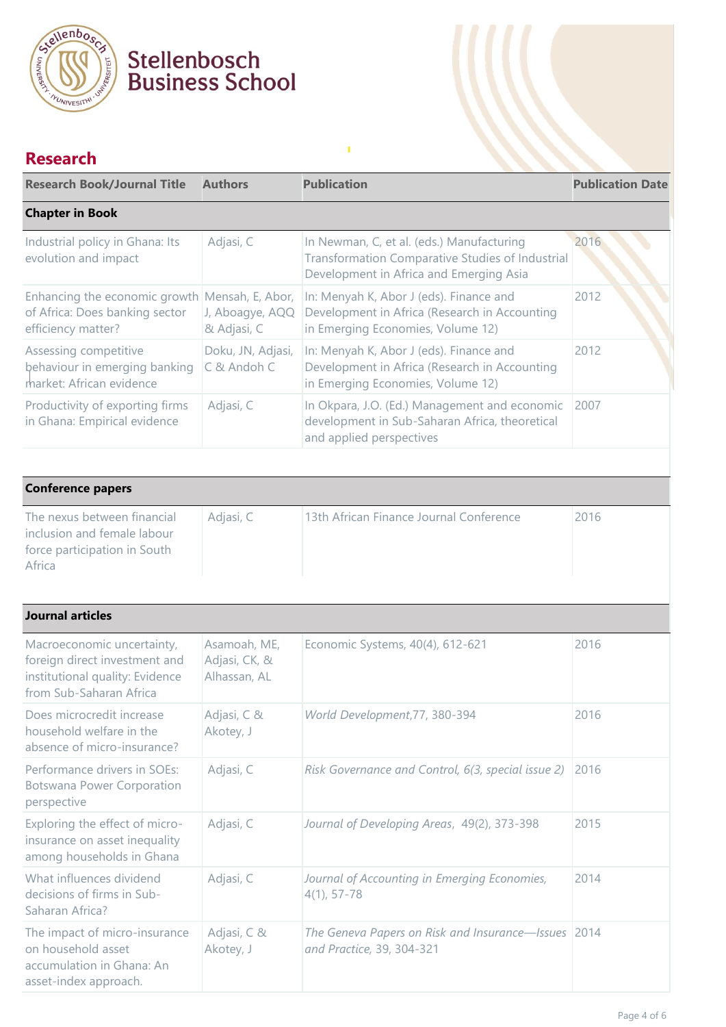Stellenbosch Business School

## Research

| Research Book/Journal Title | Authors | Publication | Publication Date |
| --- | --- | --- | --- |
| **Chapter in Book** | | | |
| Industrial policy in Ghana: Its evolution and impact | Adjasi, C | In Newman, C, et al. (eds.) Manufacturing Transformation Comparative Studies of Industrial Development in Africa and Emerging Asia | 2016 |
| Enhancing the economic growth of Africa: Does banking sector efficiency matter? | Mensah, E, Abor, J, Aboagye, AQQ & Adjasi, C | In: Menyah K, Abor J (eds). Finance and Development in Africa (Research in Accounting in Emerging Economies, Volume 12) | 2012 |
| Assessing competitive behaviour in emerging banking market: African evidence | Doku, JN, Adjasi, C & Andoh C | In: Menyah K, Abor J (eds). Finance and Development in Africa (Research in Accounting in Emerging Economies, Volume 12) | 2012 |
| Productivity of exporting firms in Ghana: Empirical evidence | Adjasi, C | In Okpara, J.O. (Ed.) Management and economic development in Sub-Saharan Africa, theoretical and applied perspectives | 2007 |
| **Conference papers** | | | |
| The nexus between financial inclusion and female labour force participation in South Africa | Adjasi, C | 13th African Finance Journal Conference | 2016 |
| **Journal articles** | | | |
| Macroeconomic uncertainty, foreign direct investment and institutional quality: Evidence from Sub-Saharan Africa | Asamoah, ME, Adjasi, CK, & Alhassan, AL | Economic Systems, 40(4), 612-621 | 2016 |
| Does microcredit increase household welfare in the absence of micro-insurance? | Adjasi, C & Akotey, J | *World Development*,77, 380-394 | 2016 |
| Performance drivers in SOEs: Botswana Power Corporation perspective | Adjasi, C | *Risk Governance and Control, 6(3, special issue 2)* | 2016 |
| Exploring the effect of micro-insurance on asset inequality among households in Ghana | Adjasi, C | *Journal of Developing Areas*, 49(2), 373-398 | 2015 |
| What influences dividend decisions of firms in Sub-Saharan Africa? | Adjasi, C | *Journal of Accounting in Emerging Economies,* 4(1), 57-78 | 2014 |
| The impact of micro-insurance on household asset accumulation in Ghana: An asset-index approach. | Adjasi, C & Akotey, J | *The Geneva Papers on Risk and Insurance—Issues and Practice,* 39, 304-321 | 2014 |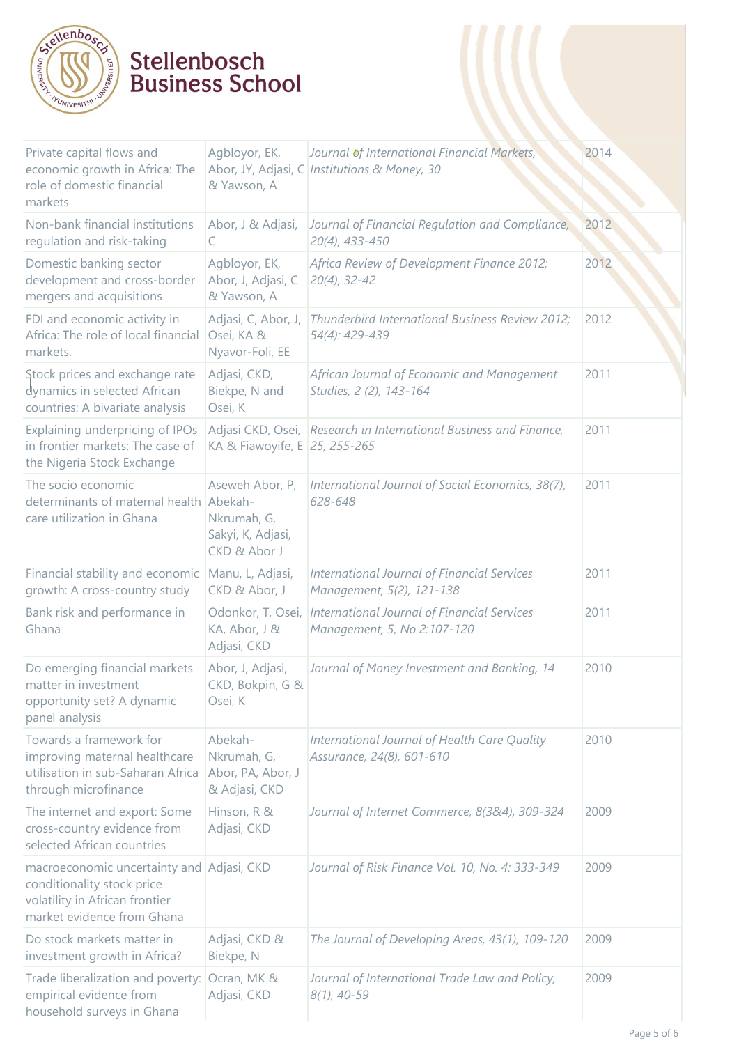| | | | |
|---|---|---|---|
| Private capital flows and economic growth in Africa: The role of domestic financial markets | Agbloyor, EK, Abor, JY, Adjasi, C & Yawson, A | *Journal of International Financial Markets, Institutions & Money, 30* | 2014 |
| Non-bank financial institutions regulation and risk-taking | Abor, J & Adjasi, C | *Journal of Financial Regulation and Compliance, 20(4), 433-450* | 2012 |
| Domestic banking sector development and cross-border mergers and acquisitions | Agbloyor, EK, Abor, J, Adjasi, C & Yawson, A | *Africa Review of Development Finance 2012; 20(4), 32-42* | 2012 |
| FDI and economic activity in Africa: The role of local financial markets. | Adjasi, C, Abor, J, Osei, KA & Nyavor-Foli, EE | *Thunderbird International Business Review 2012; 54(4): 429-439* | 2012 |
| Stock prices and exchange rate dynamics in selected African countries: A bivariate analysis | Adjasi, CKD, Biekpe, N and Osei, K | *African Journal of Economic and Management Studies, 2 (2), 143-164* | 2011 |
| Explaining underpricing of IPOs in frontier markets: The case of the Nigeria Stock Exchange | Adjasi CKD, Osei, KA & Fiawoyife, E | *Research in International Business and Finance, 25, 255-265* | 2011 |
| The socio economic determinants of maternal health care utilization in Ghana | Aseweh Abor, P, Abekah-Nkrumah, G, Sakyi, K, Adjasi, CKD & Abor J | *International Journal of Social Economics, 38(7), 628-648* | 2011 |
| Financial stability and economic growth: A cross-country study | Manu, L, Adjasi, CKD & Abor, J | *International Journal of Financial Services Management, 5(2), 121-138* | 2011 |
| Bank risk and performance in Ghana | Odonkor, T, Osei, KA, Abor, J & Adjasi, CKD | *International Journal of Financial Services Management, 5, No 2:107-120* | 2011 |
| Do emerging financial markets matter in investment opportunity set? A dynamic panel analysis | Abor, J, Adjasi, CKD, Bokpin, G & Osei, K | *Journal of Money Investment and Banking, 14* | 2010 |
| Towards a framework for improving maternal healthcare utilisation in sub-Saharan Africa through microfinance | Abekah-Nkrumah, G, Abor, PA, Abor, J & Adjasi, CKD | *International Journal of Health Care Quality Assurance, 24(8), 601-610* | 2010 |
| The internet and export: Some cross-country evidence from selected African countries | Hinson, R & Adjasi, CKD | *Journal of Internet Commerce, 8(3&4), 309-324* | 2009 |
| macroeconomic uncertainty and conditionality stock price volatility in African frontier market evidence from Ghana | Adjasi, CKD | *Journal of Risk Finance Vol. 10, No. 4: 333-349* | 2009 |
| Do stock markets matter in investment growth in Africa? | Adjasi, CKD & Biekpe, N | *The Journal of Developing Areas, 43(1), 109-120* | 2009 |
| Trade liberalization and poverty: empirical evidence from household surveys in Ghana | Ocran, MK & Adjasi, CKD | *Journal of International Trade Law and Policy, 8(1), 40-59* | 2009 |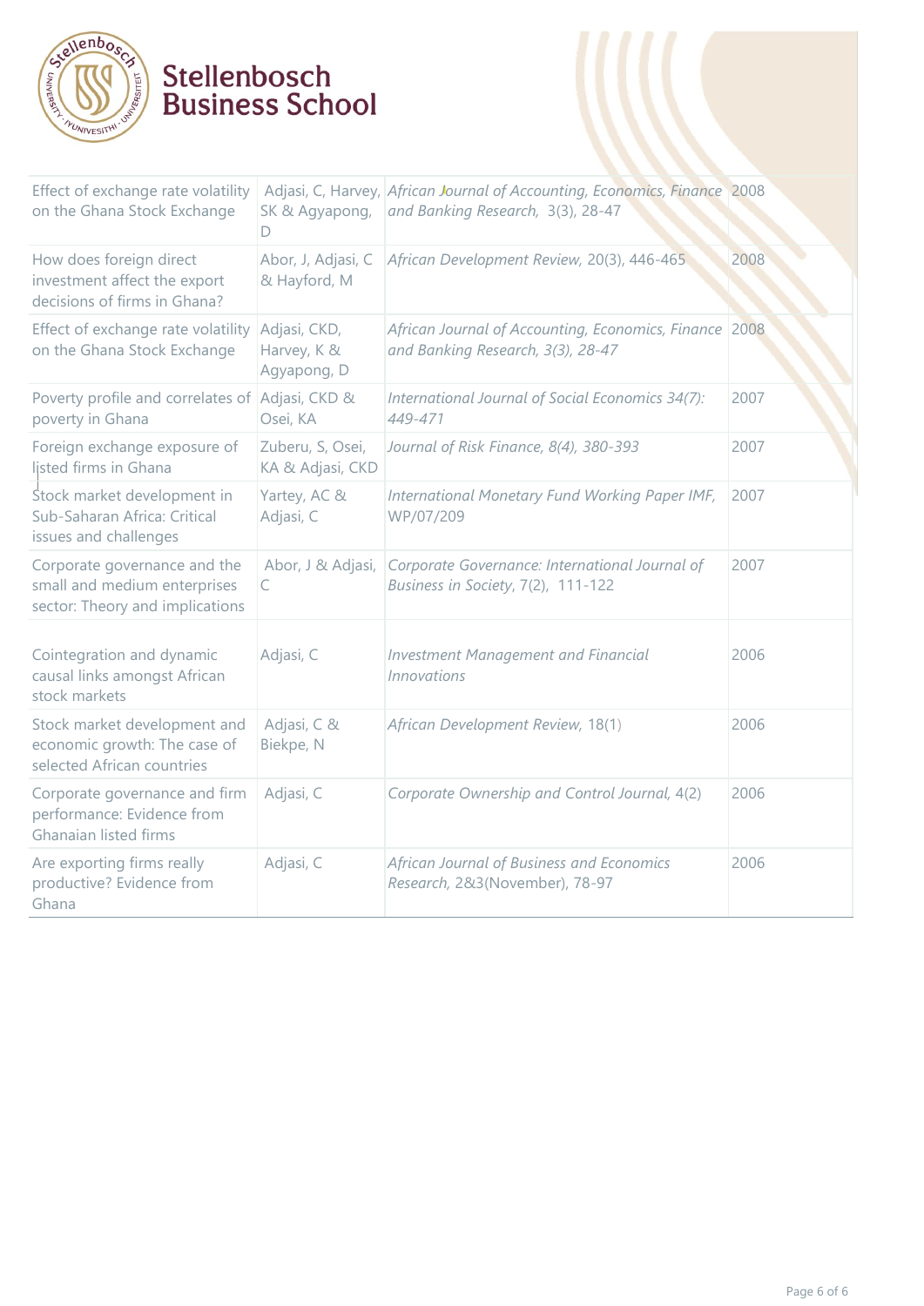| | | | |
|---|---|---|---|
| Effect of exchange rate volatility on the Ghana Stock Exchange | Adjasi, C, Harvey, SK & Agyapong, D | *African Journal of Accounting, Economics, Finance and Banking Research,* 3(3), 28-47 | 2008 |
| How does foreign direct investment affect the export decisions of firms in Ghana? | Abor, J, Adjasi, C & Hayford, M | *African Development Review,* 20(3), 446-465 | 2008 |
| Effect of exchange rate volatility on the Ghana Stock Exchange | Adjasi, CKD, Harvey, K & Agyapong, D | *African Journal of Accounting, Economics, Finance and Banking Research, 3(3), 28-47* | 2008 |
| Poverty profile and correlates of poverty in Ghana | Adjasi, CKD & Osei, KA | *International Journal of Social Economics 34(7): 449-471* | 2007 |
| Foreign exchange exposure of listed firms in Ghana | Zuberu, S, Osei, KA & Adjasi, CKD | *Journal of Risk Finance, 8(4), 380-393* | 2007 |
| Stock market development in Sub-Saharan Africa: Critical issues and challenges | Yartey, AC & Adjasi, C | *International Monetary Fund Working Paper IMF,* WP/07/209 | 2007 |
| Corporate governance and the small and medium enterprises sector: Theory and implications | Abor, J & Adjasi, C | *Corporate Governance: International Journal of Business in Society,* 7(2), 111-122 | 2007 |
| Cointegration and dynamic causal links amongst African stock markets | Adjasi, C | *Investment Management and Financial Innovations* | 2006 |
| Stock market development and economic growth: The case of selected African countries | Adjasi, C & Biekpe, N | *African Development Review,* 18(1) | 2006 |
| Corporate governance and firm performance: Evidence from Ghanaian listed firms | Adjasi, C | *Corporate Ownership and Control Journal,* 4(2) | 2006 |
| Are exporting firms really productive? Evidence from Ghana | Adjasi, C | *African Journal of Business and Economics Research,* 2&3(November), 78-97 | 2006 |